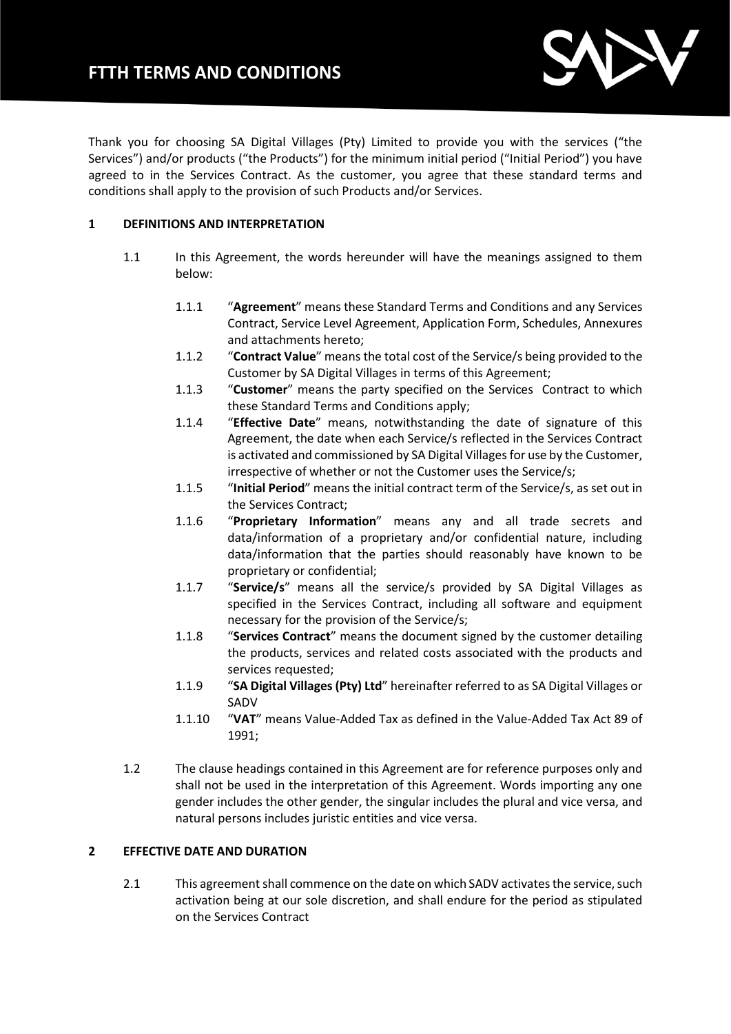# FTTH TERMS AND CONDITIONS

Thank you for choosing SA Digital Villages (Pty) Limited to provide you with the services ("the Services") and/or products ("the Products") for the minimum initial period ("Initial Period") you have agreed to in the Services Contract. As the customer, you agree that these standard terms and conditions shall apply to the provision of such Products and/or Services.

## 1 DEFINITIONS AND INTERPRETATION

1.1 In this Agreement, the words hereunder will have the meanings assigned to them below:

1.1.1 "**Agreement**" means these Standard Terms and Conditions and any Services Contract, Service Level Agreement, Application Form, Schedules, Annexures and attachments hereto;

1.1.2 "**Contract Value**" means the total cost of the Service/s being provided to the Customer by SA Digital Villages in terms of this Agreement;

1.1.3 "**Customer**" means the party specified on the Services Contract to which these Standard Terms and Conditions apply;

1.1.4 "**Effective Date**" means, notwithstanding the date of signature of this Agreement, the date when each Service/s reflected in the Services Contract is activated and commissioned by SA Digital Villages for use by the Customer, irrespective of whether or not the Customer uses the Service/s;

1.1.5 "**Initial Period**" means the initial contract term of the Service/s, as set out in the Services Contract;

1.1.6 "**Proprietary Information**" means any and all trade secrets and data/information of a proprietary and/or confidential nature, including data/information that the parties should reasonably have known to be proprietary or confidential;

1.1.7 "**Service/s**" means all the service/s provided by SA Digital Villages as specified in the Services Contract, including all software and equipment necessary for the provision of the Service/s;

1.1.8 "**Services Contract**" means the document signed by the customer detailing the products, services and related costs associated with the products and services requested;

1.1.9 "**SA Digital Villages (Pty) Ltd**" hereinafter referred to as SA Digital Villages or SADV

1.1.10 "**VAT**" means Value-Added Tax as defined in the Value-Added Tax Act 89 of 1991;

1.2 The clause headings contained in this Agreement are for reference purposes only and shall not be used in the interpretation of this Agreement. Words importing any one gender includes the other gender, the singular includes the plural and vice versa, and natural persons includes juristic entities and vice versa.

## 2 EFFECTIVE DATE AND DURATION

2.1 This agreement shall commence on the date on which SADV activates the service, such activation being at our sole discretion, and shall endure for the period as stipulated on the Services Contract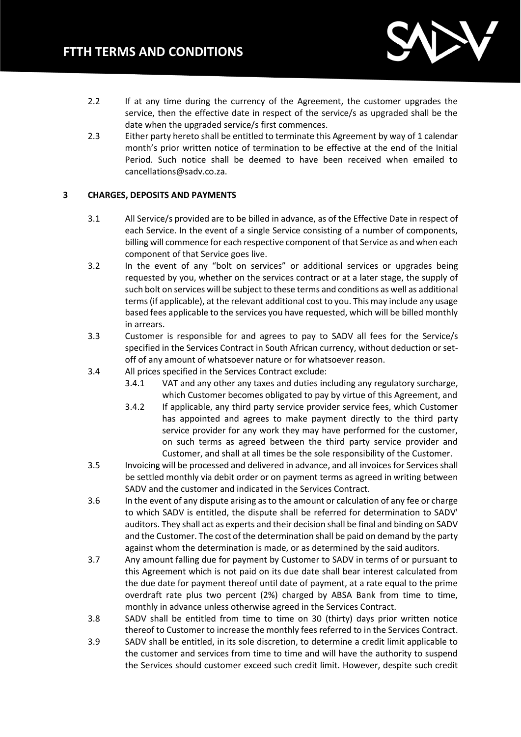2.2 If at any time during the currency of the Agreement, the customer upgrades the service, then the effective date in respect of the service/s as upgraded shall be the date when the upgraded service/s first commences.

2.3 Either party hereto shall be entitled to terminate this Agreement by way of 1 calendar month's prior written notice of termination to be effective at the end of the Initial Period. Such notice shall be deemed to have been received when emailed to cancellations@sadv.co.za.

## 3 CHARGES, DEPOSITS AND PAYMENTS

3.1 All Service/s provided are to be billed in advance, as of the Effective Date in respect of each Service. In the event of a single Service consisting of a number of components, billing will commence for each respective component of that Service as and when each component of that Service goes live.

3.2 In the event of any "bolt on services" or additional services or upgrades being requested by you, whether on the services contract or at a later stage, the supply of such bolt on services will be subject to these terms and conditions as well as additional terms (if applicable), at the relevant additional cost to you. This may include any usage based fees applicable to the services you have requested, which will be billed monthly in arrears.

3.3 Customer is responsible for and agrees to pay to SADV all fees for the Service/s specified in the Services Contract in South African currency, without deduction or set-off of any amount of whatsoever nature or for whatsoever reason.

3.4 All prices specified in the Services Contract exclude:

3.4.1 VAT and any other any taxes and duties including any regulatory surcharge, which Customer becomes obligated to pay by virtue of this Agreement, and

3.4.2 If applicable, any third party service provider service fees, which Customer has appointed and agrees to make payment directly to the third party service provider for any work they may have performed for the customer, on such terms as agreed between the third party service provider and Customer, and shall at all times be the sole responsibility of the Customer.

3.5 Invoicing will be processed and delivered in advance, and all invoices for Services shall be settled monthly via debit order or on payment terms as agreed in writing between SADV and the customer and indicated in the Services Contract.

3.6 In the event of any dispute arising as to the amount or calculation of any fee or charge to which SADV is entitled, the dispute shall be referred for determination to SADV' auditors. They shall act as experts and their decision shall be final and binding on SADV and the Customer. The cost of the determination shall be paid on demand by the party against whom the determination is made, or as determined by the said auditors.

3.7 Any amount falling due for payment by Customer to SADV in terms of or pursuant to this Agreement which is not paid on its due date shall bear interest calculated from the due date for payment thereof until date of payment, at a rate equal to the prime overdraft rate plus two percent (2%) charged by ABSA Bank from time to time, monthly in advance unless otherwise agreed in the Services Contract.

3.8 SADV shall be entitled from time to time on 30 (thirty) days prior written notice thereof to Customer to increase the monthly fees referred to in the Services Contract.

3.9 SADV shall be entitled, in its sole discretion, to determine a credit limit applicable to the customer and services from time to time and will have the authority to suspend the Services should customer exceed such credit limit. However, despite such credit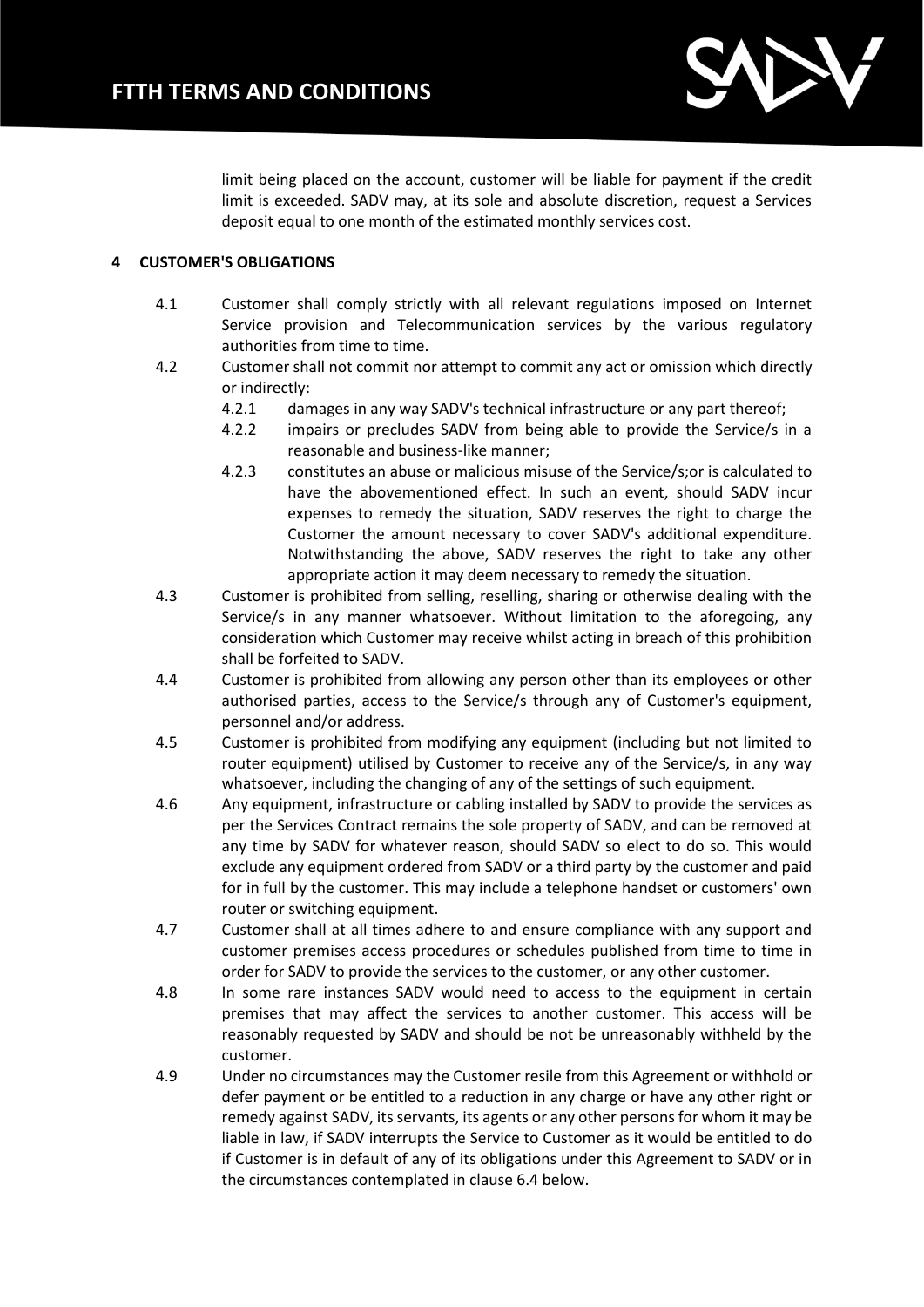limit being placed on the account, customer will be liable for payment if the credit limit is exceeded. SADV may, at its sole and absolute discretion, request a Services deposit equal to one month of the estimated monthly services cost.

## 4 CUSTOMER'S OBLIGATIONS

4.1 Customer shall comply strictly with all relevant regulations imposed on Internet Service provision and Telecommunication services by the various regulatory authorities from time to time.

4.2 Customer shall not commit nor attempt to commit any act or omission which directly or indirectly:

4.2.1 damages in any way SADV's technical infrastructure or any part thereof;

4.2.2 impairs or precludes SADV from being able to provide the Service/s in a reasonable and business-like manner;

4.2.3 constitutes an abuse or malicious misuse of the Service/s;or is calculated to have the abovementioned effect. In such an event, should SADV incur expenses to remedy the situation, SADV reserves the right to charge the Customer the amount necessary to cover SADV's additional expenditure. Notwithstanding the above, SADV reserves the right to take any other appropriate action it may deem necessary to remedy the situation.

4.3 Customer is prohibited from selling, reselling, sharing or otherwise dealing with the Service/s in any manner whatsoever. Without limitation to the aforegoing, any consideration which Customer may receive whilst acting in breach of this prohibition shall be forfeited to SADV.

4.4 Customer is prohibited from allowing any person other than its employees or other authorised parties, access to the Service/s through any of Customer's equipment, personnel and/or address.

4.5 Customer is prohibited from modifying any equipment (including but not limited to router equipment) utilised by Customer to receive any of the Service/s, in any way whatsoever, including the changing of any of the settings of such equipment.

4.6 Any equipment, infrastructure or cabling installed by SADV to provide the services as per the Services Contract remains the sole property of SADV, and can be removed at any time by SADV for whatever reason, should SADV so elect to do so. This would exclude any equipment ordered from SADV or a third party by the customer and paid for in full by the customer. This may include a telephone handset or customers' own router or switching equipment.

4.7 Customer shall at all times adhere to and ensure compliance with any support and customer premises access procedures or schedules published from time to time in order for SADV to provide the services to the customer, or any other customer.

4.8 In some rare instances SADV would need to access to the equipment in certain premises that may affect the services to another customer. This access will be reasonably requested by SADV and should be not be unreasonably withheld by the customer.

4.9 Under no circumstances may the Customer resile from this Agreement or withhold or defer payment or be entitled to a reduction in any charge or have any other right or remedy against SADV, its servants, its agents or any other persons for whom it may be liable in law, if SADV interrupts the Service to Customer as it would be entitled to do if Customer is in default of any of its obligations under this Agreement to SADV or in the circumstances contemplated in clause 6.4 below.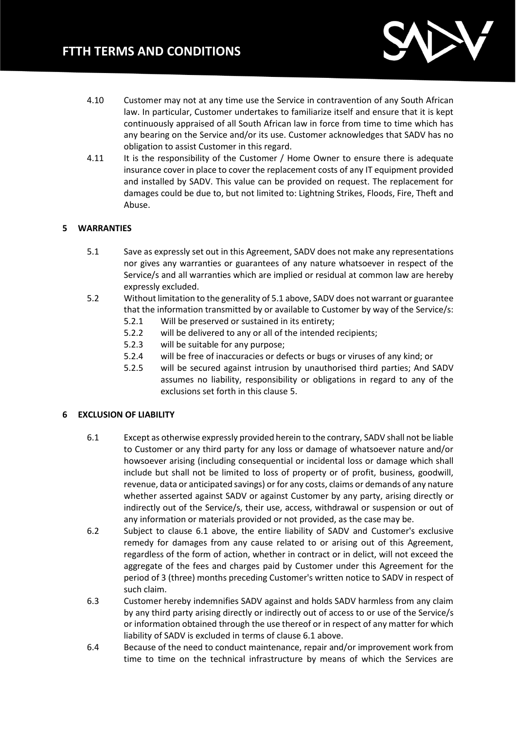4.10 Customer may not at any time use the Service in contravention of any South African law. In particular, Customer undertakes to familiarize itself and ensure that it is kept continuously appraised of all South African law in force from time to time which has any bearing on the Service and/or its use. Customer acknowledges that SADV has no obligation to assist Customer in this regard.

4.11 It is the responsibility of the Customer / Home Owner to ensure there is adequate insurance cover in place to cover the replacement costs of any IT equipment provided and installed by SADV. This value can be provided on request. The replacement for damages could be due to, but not limited to: Lightning Strikes, Floods, Fire, Theft and Abuse.

## 5 WARRANTIES

5.1 Save as expressly set out in this Agreement, SADV does not make any representations nor gives any warranties or guarantees of any nature whatsoever in respect of the Service/s and all warranties which are implied or residual at common law are hereby expressly excluded.

5.2 Without limitation to the generality of 5.1 above, SADV does not warrant or guarantee that the information transmitted by or available to Customer by way of the Service/s:

5.2.1 Will be preserved or sustained in its entirety;

5.2.2 will be delivered to any or all of the intended recipients;

5.2.3 will be suitable for any purpose;

5.2.4 will be free of inaccuracies or defects or bugs or viruses of any kind; or

5.2.5 will be secured against intrusion by unauthorised third parties; And SADV assumes no liability, responsibility or obligations in regard to any of the exclusions set forth in this clause 5.

## 6 EXCLUSION OF LIABILITY

6.1 Except as otherwise expressly provided herein to the contrary, SADV shall not be liable to Customer or any third party for any loss or damage of whatsoever nature and/or howsoever arising (including consequential or incidental loss or damage which shall include but shall not be limited to loss of property or of profit, business, goodwill, revenue, data or anticipated savings) or for any costs, claims or demands of any nature whether asserted against SADV or against Customer by any party, arising directly or indirectly out of the Service/s, their use, access, withdrawal or suspension or out of any information or materials provided or not provided, as the case may be.

6.2 Subject to clause 6.1 above, the entire liability of SADV and Customer's exclusive remedy for damages from any cause related to or arising out of this Agreement, regardless of the form of action, whether in contract or in delict, will not exceed the aggregate of the fees and charges paid by Customer under this Agreement for the period of 3 (three) months preceding Customer's written notice to SADV in respect of such claim.

6.3 Customer hereby indemnifies SADV against and holds SADV harmless from any claim by any third party arising directly or indirectly out of access to or use of the Service/s or information obtained through the use thereof or in respect of any matter for which liability of SADV is excluded in terms of clause 6.1 above.

6.4 Because of the need to conduct maintenance, repair and/or improvement work from time to time on the technical infrastructure by means of which the Services are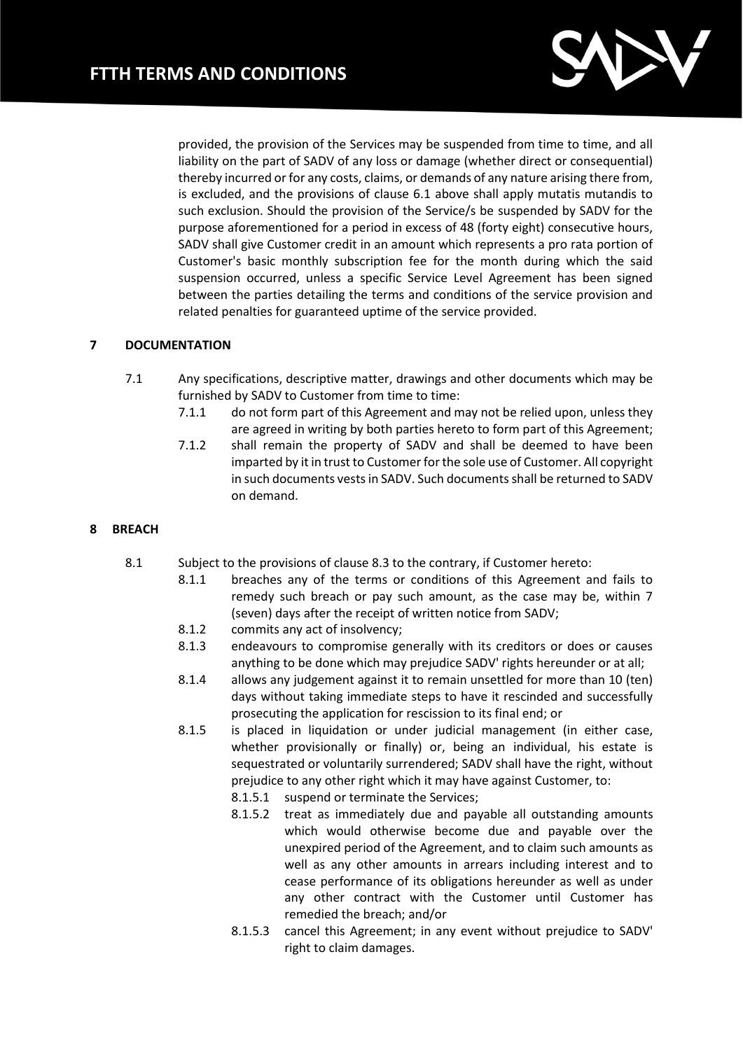provided, the provision of the Services may be suspended from time to time, and all liability on the part of SADV of any loss or damage (whether direct or consequential) thereby incurred or for any costs, claims, or demands of any nature arising there from, is excluded, and the provisions of clause 6.1 above shall apply mutatis mutandis to such exclusion. Should the provision of the Service/s be suspended by SADV for the purpose aforementioned for a period in excess of 48 (forty eight) consecutive hours, SADV shall give Customer credit in an amount which represents a pro rata portion of Customer's basic monthly subscription fee for the month during which the said suspension occurred, unless a specific Service Level Agreement has been signed between the parties detailing the terms and conditions of the service provision and related penalties for guaranteed uptime of the service provided.

## 7 DOCUMENTATION

7.1 Any specifications, descriptive matter, drawings and other documents which may be furnished by SADV to Customer from time to time:

7.1.1 do not form part of this Agreement and may not be relied upon, unless they are agreed in writing by both parties hereto to form part of this Agreement;

7.1.2 shall remain the property of SADV and shall be deemed to have been imparted by it in trust to Customer for the sole use of Customer. All copyright in such documents vests in SADV. Such documents shall be returned to SADV on demand.

## 8 BREACH

8.1 Subject to the provisions of clause 8.3 to the contrary, if Customer hereto:

8.1.1 breaches any of the terms or conditions of this Agreement and fails to remedy such breach or pay such amount, as the case may be, within 7 (seven) days after the receipt of written notice from SADV;

8.1.2 commits any act of insolvency;

8.1.3 endeavours to compromise generally with its creditors or does or causes anything to be done which may prejudice SADV' rights hereunder or at all;

8.1.4 allows any judgement against it to remain unsettled for more than 10 (ten) days without taking immediate steps to have it rescinded and successfully prosecuting the application for rescission to its final end; or

8.1.5 is placed in liquidation or under judicial management (in either case, whether provisionally or finally) or, being an individual, his estate is sequestrated or voluntarily surrendered; SADV shall have the right, without prejudice to any other right which it may have against Customer, to:

8.1.5.1 suspend or terminate the Services;

8.1.5.2 treat as immediately due and payable all outstanding amounts which would otherwise become due and payable over the unexpired period of the Agreement, and to claim such amounts as well as any other amounts in arrears including interest and to cease performance of its obligations hereunder as well as under any other contract with the Customer until Customer has remedied the breach; and/or

8.1.5.3 cancel this Agreement; in any event without prejudice to SADV' right to claim damages.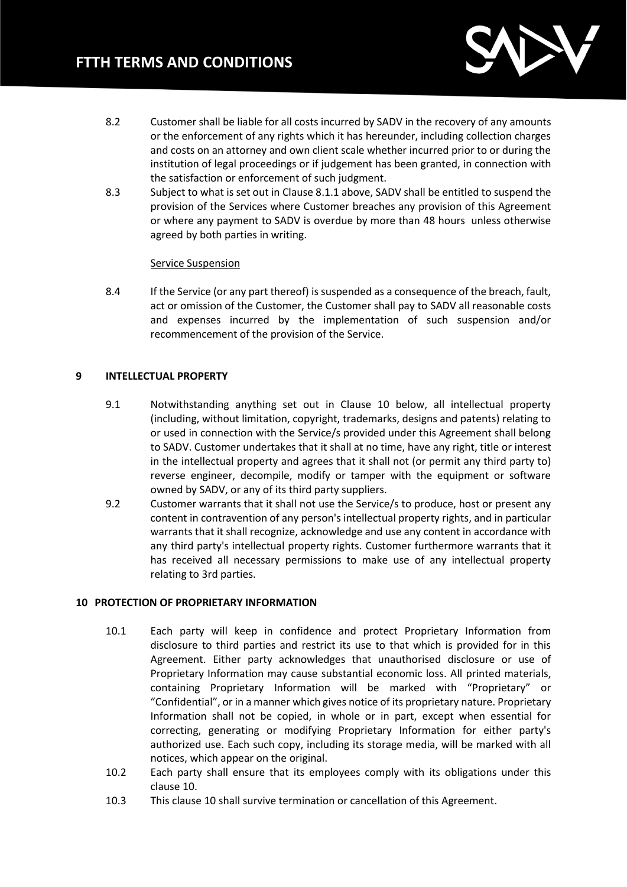8.2 Customer shall be liable for all costs incurred by SADV in the recovery of any amounts or the enforcement of any rights which it has hereunder, including collection charges and costs on an attorney and own client scale whether incurred prior to or during the institution of legal proceedings or if judgement has been granted, in connection with the satisfaction or enforcement of such judgment.

8.3 Subject to what is set out in Clause 8.1.1 above, SADV shall be entitled to suspend the provision of the Services where Customer breaches any provision of this Agreement or where any payment to SADV is overdue by more than 48 hours unless otherwise agreed by both parties in writing.

Service Suspension

8.4 If the Service (or any part thereof) is suspended as a consequence of the breach, fault, act or omission of the Customer, the Customer shall pay to SADV all reasonable costs and expenses incurred by the implementation of such suspension and/or recommencement of the provision of the Service.

## 9 INTELLECTUAL PROPERTY

9.1 Notwithstanding anything set out in Clause 10 below, all intellectual property (including, without limitation, copyright, trademarks, designs and patents) relating to or used in connection with the Service/s provided under this Agreement shall belong to SADV. Customer undertakes that it shall at no time, have any right, title or interest in the intellectual property and agrees that it shall not (or permit any third party to) reverse engineer, decompile, modify or tamper with the equipment or software owned by SADV, or any of its third party suppliers.

9.2 Customer warrants that it shall not use the Service/s to produce, host or present any content in contravention of any person's intellectual property rights, and in particular warrants that it shall recognize, acknowledge and use any content in accordance with any third party's intellectual property rights. Customer furthermore warrants that it has received all necessary permissions to make use of any intellectual property relating to 3rd parties.

## 10 PROTECTION OF PROPRIETARY INFORMATION

10.1 Each party will keep in confidence and protect Proprietary Information from disclosure to third parties and restrict its use to that which is provided for in this Agreement. Either party acknowledges that unauthorised disclosure or use of Proprietary Information may cause substantial economic loss. All printed materials, containing Proprietary Information will be marked with "Proprietary" or "Confidential", or in a manner which gives notice of its proprietary nature. Proprietary Information shall not be copied, in whole or in part, except when essential for correcting, generating or modifying Proprietary Information for either party's authorized use. Each such copy, including its storage media, will be marked with all notices, which appear on the original.

10.2 Each party shall ensure that its employees comply with its obligations under this clause 10.

10.3 This clause 10 shall survive termination or cancellation of this Agreement.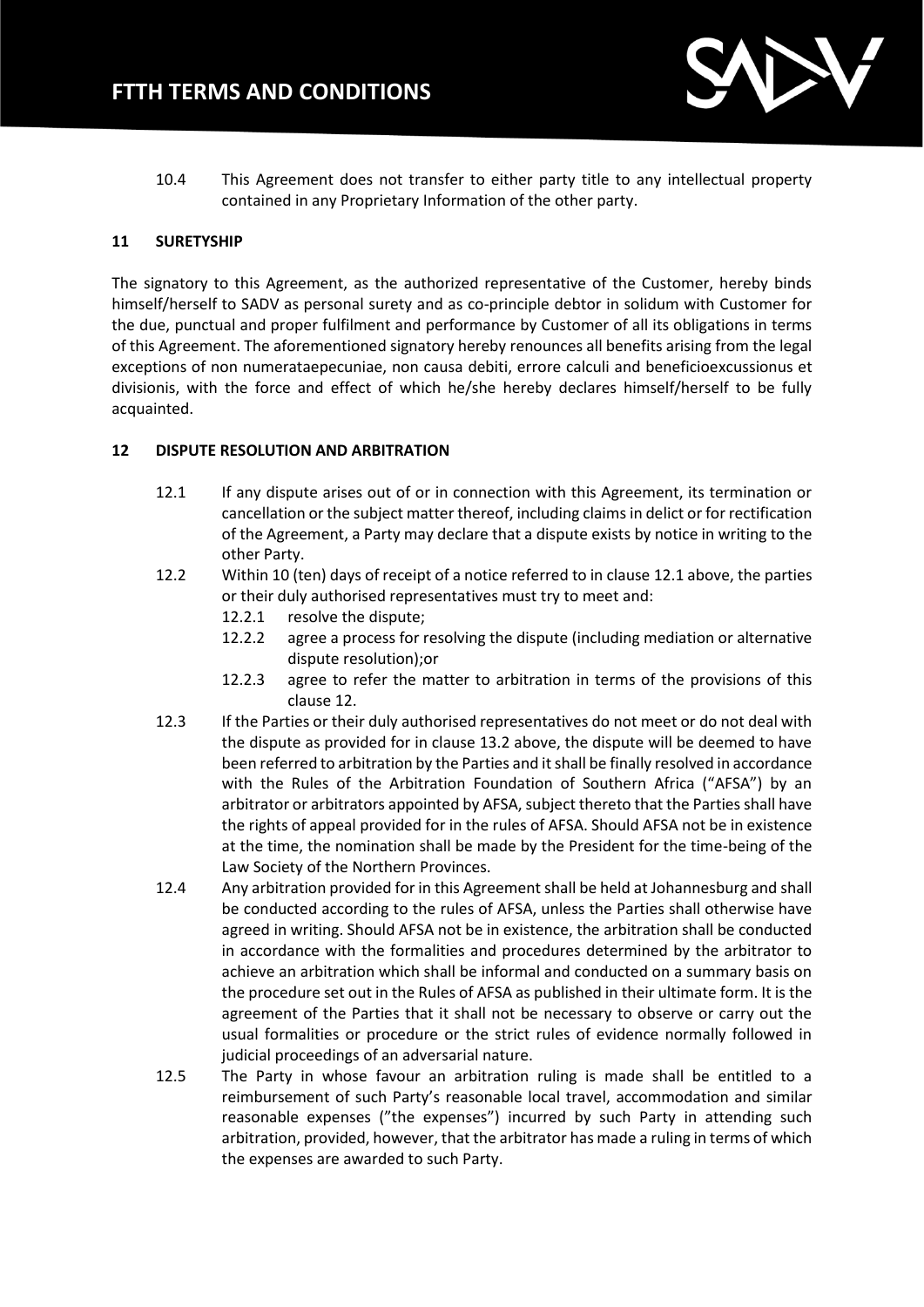10.4 This Agreement does not transfer to either party title to any intellectual property contained in any Proprietary Information of the other party.

## 11 SURETYSHIP

The signatory to this Agreement, as the authorized representative of the Customer, hereby binds himself/herself to SADV as personal surety and as co-principle debtor in solidum with Customer for the due, punctual and proper fulfilment and performance by Customer of all its obligations in terms of this Agreement. The aforementioned signatory hereby renounces all benefits arising from the legal exceptions of non numerataepecuniae, non causa debiti, errore calculi and beneficioexcussionus et divisionis, with the force and effect of which he/she hereby declares himself/herself to be fully acquainted.

## 12 DISPUTE RESOLUTION AND ARBITRATION

12.1 If any dispute arises out of or in connection with this Agreement, its termination or cancellation or the subject matter thereof, including claims in delict or for rectification of the Agreement, a Party may declare that a dispute exists by notice in writing to the other Party.

12.2 Within 10 (ten) days of receipt of a notice referred to in clause 12.1 above, the parties or their duly authorised representatives must try to meet and:

12.2.1 resolve the dispute;

12.2.2 agree a process for resolving the dispute (including mediation or alternative dispute resolution);or

12.2.3 agree to refer the matter to arbitration in terms of the provisions of this clause 12.

12.3 If the Parties or their duly authorised representatives do not meet or do not deal with the dispute as provided for in clause 13.2 above, the dispute will be deemed to have been referred to arbitration by the Parties and it shall be finally resolved in accordance with the Rules of the Arbitration Foundation of Southern Africa ("AFSA") by an arbitrator or arbitrators appointed by AFSA, subject thereto that the Parties shall have the rights of appeal provided for in the rules of AFSA. Should AFSA not be in existence at the time, the nomination shall be made by the President for the time-being of the Law Society of the Northern Provinces.

12.4 Any arbitration provided for in this Agreement shall be held at Johannesburg and shall be conducted according to the rules of AFSA, unless the Parties shall otherwise have agreed in writing. Should AFSA not be in existence, the arbitration shall be conducted in accordance with the formalities and procedures determined by the arbitrator to achieve an arbitration which shall be informal and conducted on a summary basis on the procedure set out in the Rules of AFSA as published in their ultimate form. It is the agreement of the Parties that it shall not be necessary to observe or carry out the usual formalities or procedure or the strict rules of evidence normally followed in judicial proceedings of an adversarial nature.

12.5 The Party in whose favour an arbitration ruling is made shall be entitled to a reimbursement of such Party's reasonable local travel, accommodation and similar reasonable expenses ("the expenses") incurred by such Party in attending such arbitration, provided, however, that the arbitrator has made a ruling in terms of which the expenses are awarded to such Party.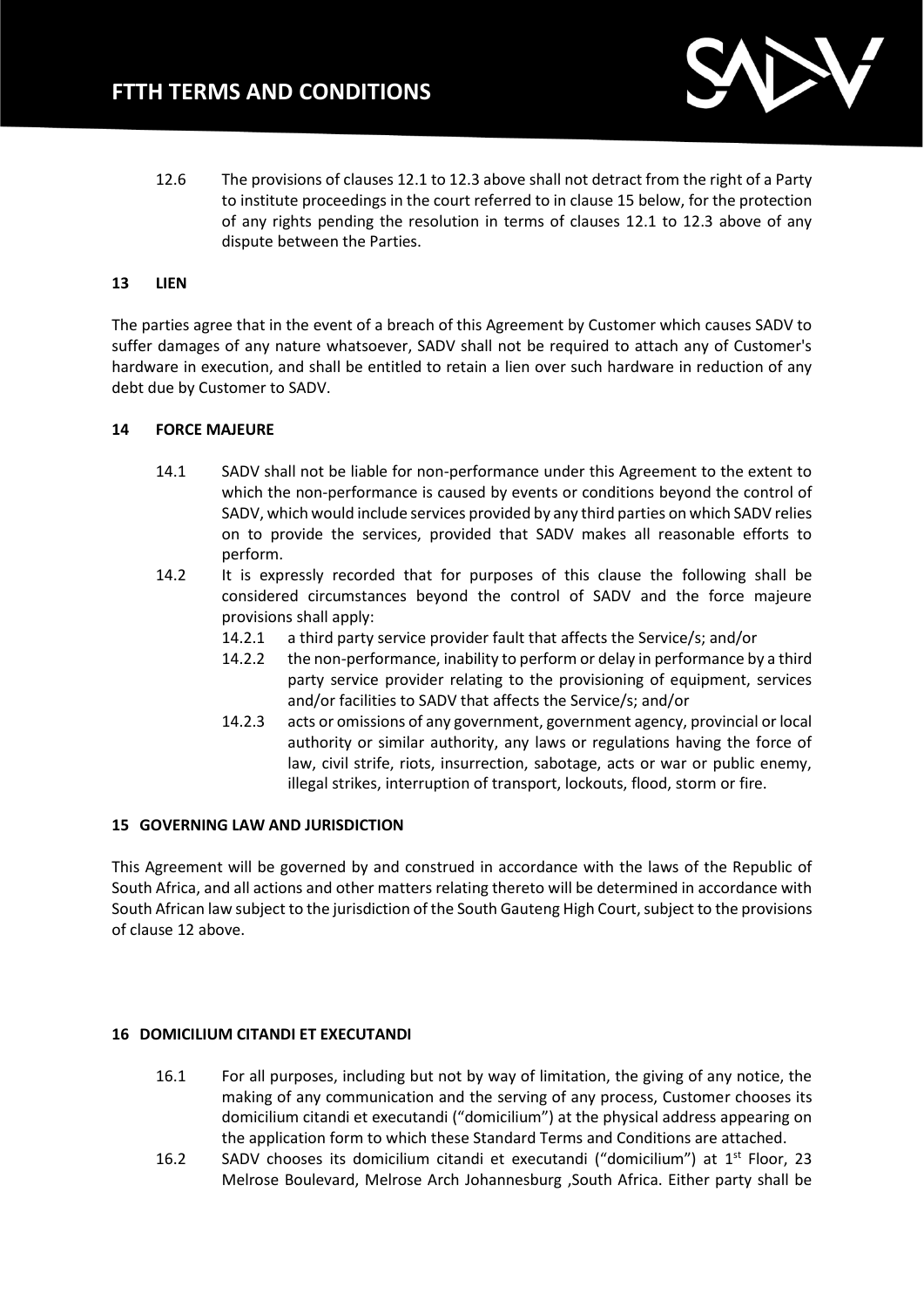12.6 The provisions of clauses 12.1 to 12.3 above shall not detract from the right of a Party to institute proceedings in the court referred to in clause 15 below, for the protection of any rights pending the resolution in terms of clauses 12.1 to 12.3 above of any dispute between the Parties.

## 13 LIEN

The parties agree that in the event of a breach of this Agreement by Customer which causes SADV to suffer damages of any nature whatsoever, SADV shall not be required to attach any of Customer's hardware in execution, and shall be entitled to retain a lien over such hardware in reduction of any debt due by Customer to SADV.

## 14 FORCE MAJEURE

14.1 SADV shall not be liable for non-performance under this Agreement to the extent to which the non-performance is caused by events or conditions beyond the control of SADV, which would include services provided by any third parties on which SADV relies on to provide the services, provided that SADV makes all reasonable efforts to perform.

14.2 It is expressly recorded that for purposes of this clause the following shall be considered circumstances beyond the control of SADV and the force majeure provisions shall apply:

14.2.1 a third party service provider fault that affects the Service/s; and/or

14.2.2 the non-performance, inability to perform or delay in performance by a third party service provider relating to the provisioning of equipment, services and/or facilities to SADV that affects the Service/s; and/or

14.2.3 acts or omissions of any government, government agency, provincial or local authority or similar authority, any laws or regulations having the force of law, civil strife, riots, insurrection, sabotage, acts or war or public enemy, illegal strikes, interruption of transport, lockouts, flood, storm or fire.

## 15 GOVERNING LAW AND JURISDICTION

This Agreement will be governed by and construed in accordance with the laws of the Republic of South Africa, and all actions and other matters relating thereto will be determined in accordance with South African law subject to the jurisdiction of the South Gauteng High Court, subject to the provisions of clause 12 above.

## 16 DOMICILIUM CITANDI ET EXECUTANDI

16.1 For all purposes, including but not by way of limitation, the giving of any notice, the making of any communication and the serving of any process, Customer chooses its domicilium citandi et executandi ("domicilium") at the physical address appearing on the application form to which these Standard Terms and Conditions are attached.

16.2 SADV chooses its domicilium citandi et executandi ("domicilium") at 1st Floor, 23 Melrose Boulevard, Melrose Arch Johannesburg ,South Africa. Either party shall be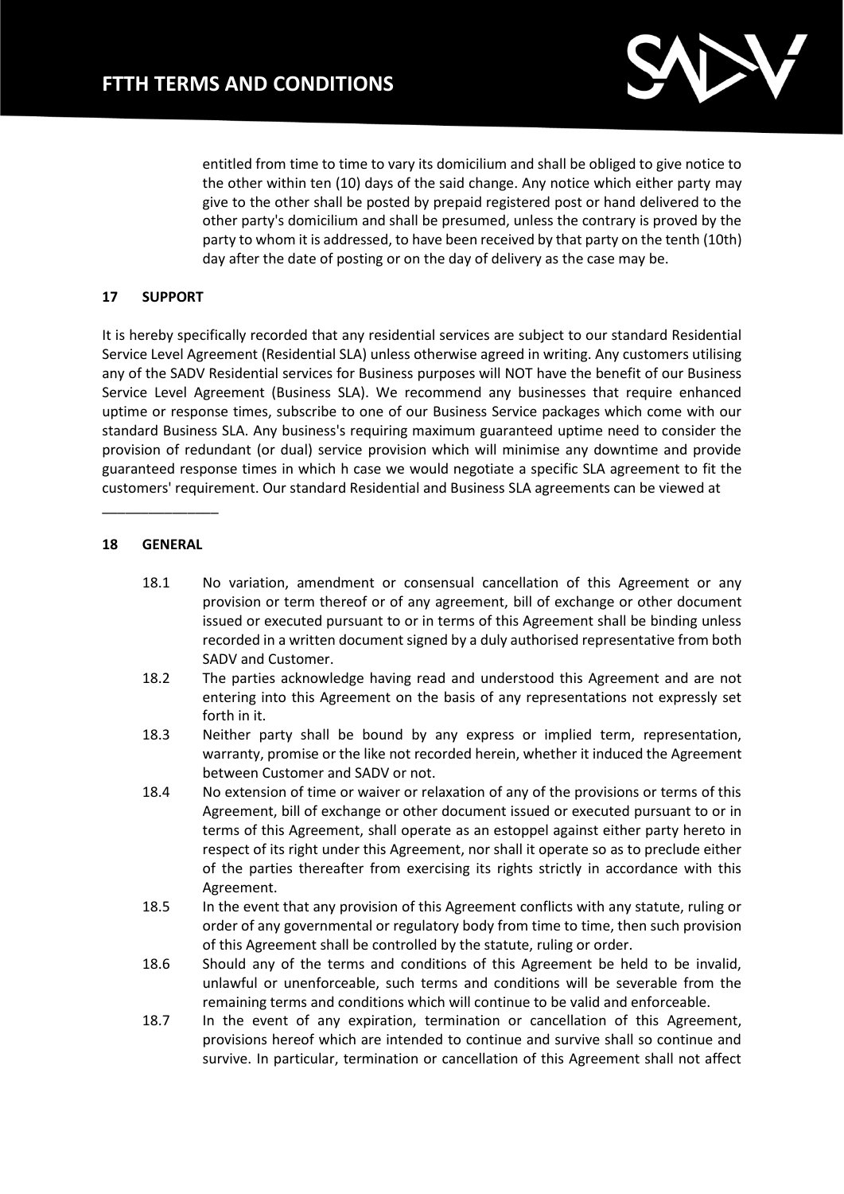entitled from time to time to vary its domicilium and shall be obliged to give notice to the other within ten (10) days of the said change. Any notice which either party may give to the other shall be posted by prepaid registered post or hand delivered to the other party's domicilium and shall be presumed, unless the contrary is proved by the party to whom it is addressed, to have been received by that party on the tenth (10th) day after the date of posting or on the day of delivery as the case may be.

## 17 SUPPORT

It is hereby specifically recorded that any residential services are subject to our standard Residential Service Level Agreement (Residential SLA) unless otherwise agreed in writing. Any customers utilising any of the SADV Residential services for Business purposes will NOT have the benefit of our Business Service Level Agreement (Business SLA). We recommend any businesses that require enhanced uptime or response times, subscribe to one of our Business Service packages which come with our standard Business SLA. Any business's requiring maximum guaranteed uptime need to consider the provision of redundant (or dual) service provision which will minimise any downtime and provide guaranteed response times in which h case we would negotiate a specific SLA agreement to fit the customers' requirement. Our standard Residential and Business SLA agreements can be viewed at

_______________

## 18 GENERAL

18.1 No variation, amendment or consensual cancellation of this Agreement or any provision or term thereof or of any agreement, bill of exchange or other document issued or executed pursuant to or in terms of this Agreement shall be binding unless recorded in a written document signed by a duly authorised representative from both SADV and Customer.

18.2 The parties acknowledge having read and understood this Agreement and are not entering into this Agreement on the basis of any representations not expressly set forth in it.

18.3 Neither party shall be bound by any express or implied term, representation, warranty, promise or the like not recorded herein, whether it induced the Agreement between Customer and SADV or not.

18.4 No extension of time or waiver or relaxation of any of the provisions or terms of this Agreement, bill of exchange or other document issued or executed pursuant to or in terms of this Agreement, shall operate as an estoppel against either party hereto in respect of its right under this Agreement, nor shall it operate so as to preclude either of the parties thereafter from exercising its rights strictly in accordance with this Agreement.

18.5 In the event that any provision of this Agreement conflicts with any statute, ruling or order of any governmental or regulatory body from time to time, then such provision of this Agreement shall be controlled by the statute, ruling or order.

18.6 Should any of the terms and conditions of this Agreement be held to be invalid, unlawful or unenforceable, such terms and conditions will be severable from the remaining terms and conditions which will continue to be valid and enforceable.

18.7 In the event of any expiration, termination or cancellation of this Agreement, provisions hereof which are intended to continue and survive shall so continue and survive. In particular, termination or cancellation of this Agreement shall not affect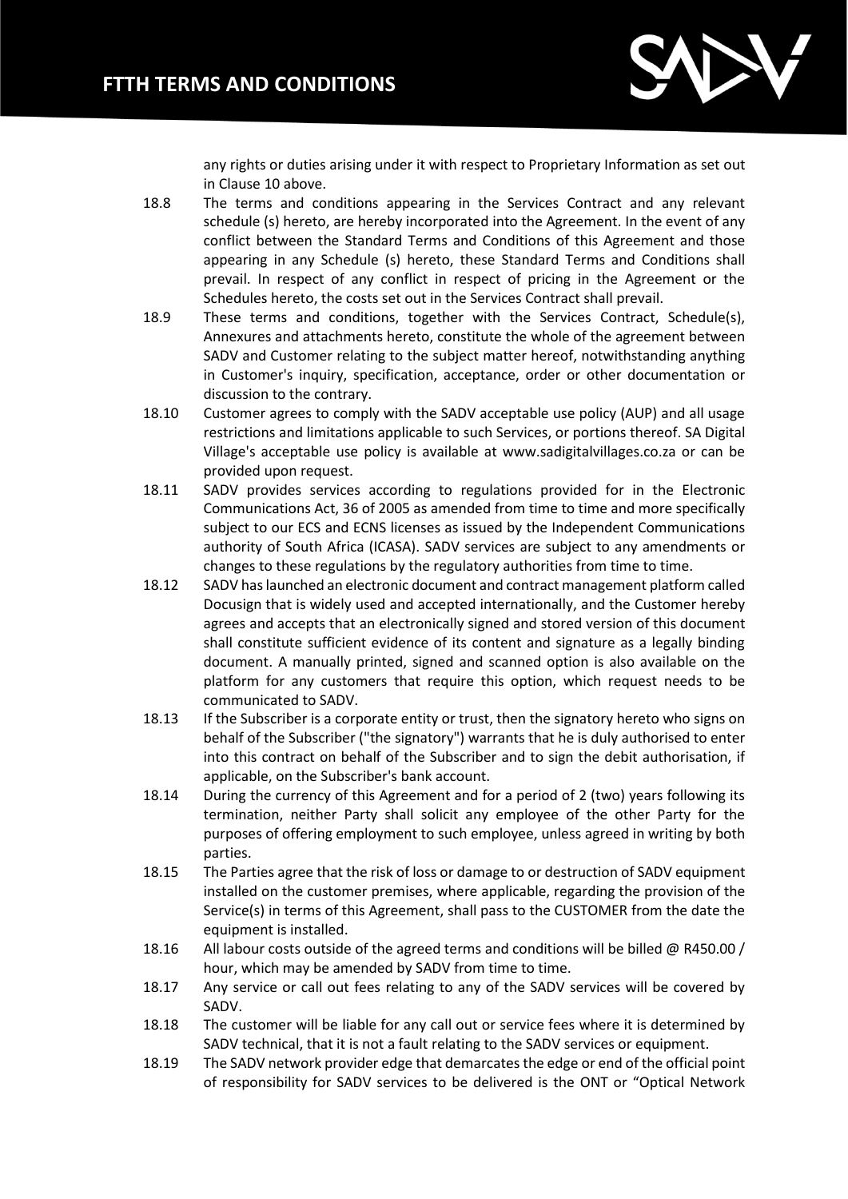any rights or duties arising under it with respect to Proprietary Information as set out in Clause 10 above.

18.8 The terms and conditions appearing in the Services Contract and any relevant schedule (s) hereto, are hereby incorporated into the Agreement. In the event of any conflict between the Standard Terms and Conditions of this Agreement and those appearing in any Schedule (s) hereto, these Standard Terms and Conditions shall prevail. In respect of any conflict in respect of pricing in the Agreement or the Schedules hereto, the costs set out in the Services Contract shall prevail.

18.9 These terms and conditions, together with the Services Contract, Schedule(s), Annexures and attachments hereto, constitute the whole of the agreement between SADV and Customer relating to the subject matter hereof, notwithstanding anything in Customer's inquiry, specification, acceptance, order or other documentation or discussion to the contrary.

18.10 Customer agrees to comply with the SADV acceptable use policy (AUP) and all usage restrictions and limitations applicable to such Services, or portions thereof. SA Digital Village's acceptable use policy is available at www.sadigitalvillages.co.za or can be provided upon request.

18.11 SADV provides services according to regulations provided for in the Electronic Communications Act, 36 of 2005 as amended from time to time and more specifically subject to our ECS and ECNS licenses as issued by the Independent Communications authority of South Africa (ICASA). SADV services are subject to any amendments or changes to these regulations by the regulatory authorities from time to time.

18.12 SADV has launched an electronic document and contract management platform called Docusign that is widely used and accepted internationally, and the Customer hereby agrees and accepts that an electronically signed and stored version of this document shall constitute sufficient evidence of its content and signature as a legally binding document. A manually printed, signed and scanned option is also available on the platform for any customers that require this option, which request needs to be communicated to SADV.

18.13 If the Subscriber is a corporate entity or trust, then the signatory hereto who signs on behalf of the Subscriber ("the signatory") warrants that he is duly authorised to enter into this contract on behalf of the Subscriber and to sign the debit authorisation, if applicable, on the Subscriber's bank account.

18.14 During the currency of this Agreement and for a period of 2 (two) years following its termination, neither Party shall solicit any employee of the other Party for the purposes of offering employment to such employee, unless agreed in writing by both parties.

18.15 The Parties agree that the risk of loss or damage to or destruction of SADV equipment installed on the customer premises, where applicable, regarding the provision of the Service(s) in terms of this Agreement, shall pass to the CUSTOMER from the date the equipment is installed.

18.16 All labour costs outside of the agreed terms and conditions will be billed @ R450.00 / hour, which may be amended by SADV from time to time.

18.17 Any service or call out fees relating to any of the SADV services will be covered by SADV.

18.18 The customer will be liable for any call out or service fees where it is determined by SADV technical, that it is not a fault relating to the SADV services or equipment.

18.19 The SADV network provider edge that demarcates the edge or end of the official point of responsibility for SADV services to be delivered is the ONT or "Optical Network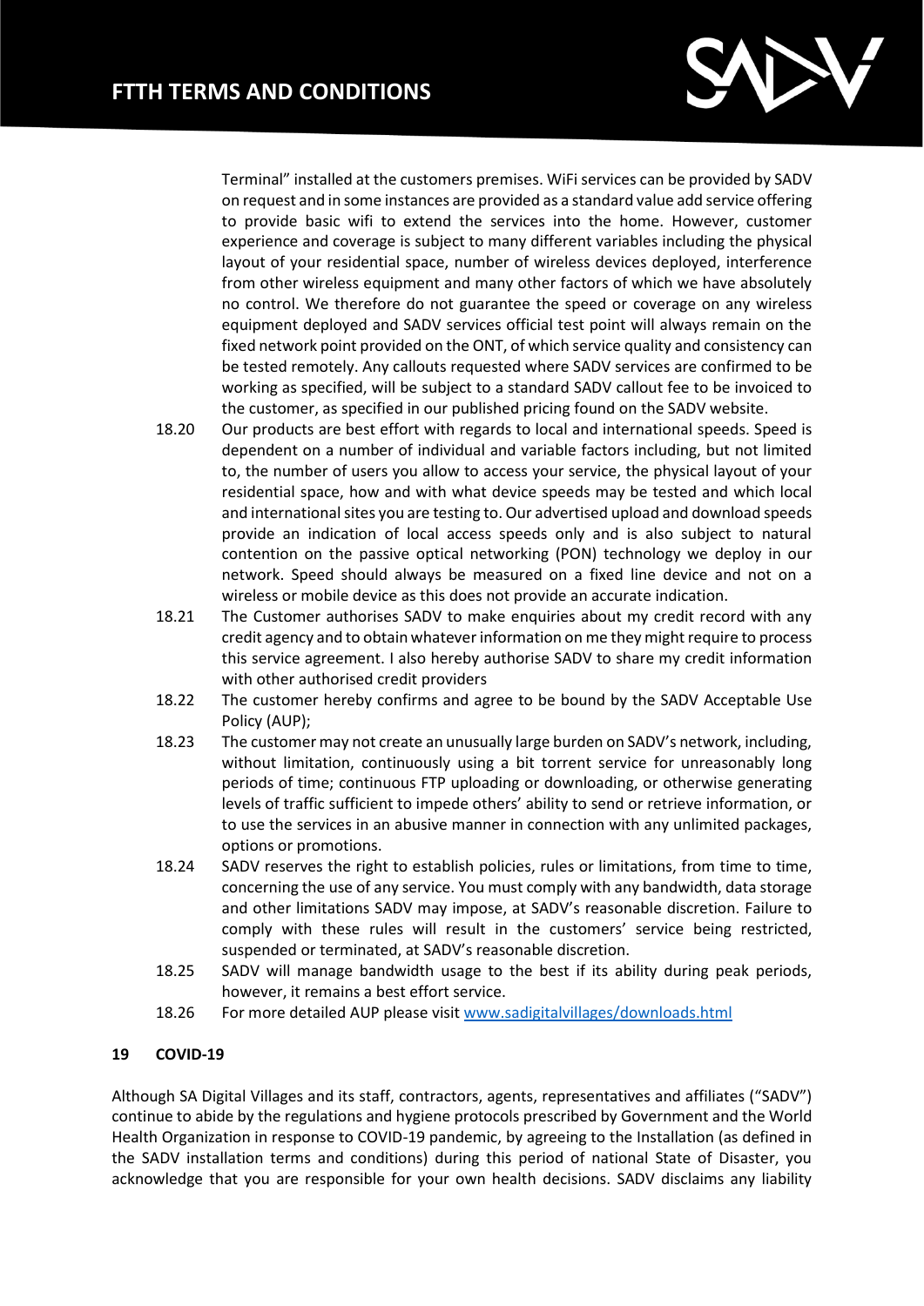Terminal" installed at the customers premises. WiFi services can be provided by SADV on request and in some instances are provided as a standard value add service offering to provide basic wifi to extend the services into the home. However, customer experience and coverage is subject to many different variables including the physical layout of your residential space, number of wireless devices deployed, interference from other wireless equipment and many other factors of which we have absolutely no control. We therefore do not guarantee the speed or coverage on any wireless equipment deployed and SADV services official test point will always remain on the fixed network point provided on the ONT, of which service quality and consistency can be tested remotely. Any callouts requested where SADV services are confirmed to be working as specified, will be subject to a standard SADV callout fee to be invoiced to the customer, as specified in our published pricing found on the SADV website.

18.20 Our products are best effort with regards to local and international speeds. Speed is dependent on a number of individual and variable factors including, but not limited to, the number of users you allow to access your service, the physical layout of your residential space, how and with what device speeds may be tested and which local and international sites you are testing to. Our advertised upload and download speeds provide an indication of local access speeds only and is also subject to natural contention on the passive optical networking (PON) technology we deploy in our network. Speed should always be measured on a fixed line device and not on a wireless or mobile device as this does not provide an accurate indication.

18.21 The Customer authorises SADV to make enquiries about my credit record with any credit agency and to obtain whatever information on me they might require to process this service agreement. I also hereby authorise SADV to share my credit information with other authorised credit providers

18.22 The customer hereby confirms and agree to be bound by the SADV Acceptable Use Policy (AUP);

18.23 The customer may not create an unusually large burden on SADV's network, including, without limitation, continuously using a bit torrent service for unreasonably long periods of time; continuous FTP uploading or downloading, or otherwise generating levels of traffic sufficient to impede others' ability to send or retrieve information, or to use the services in an abusive manner in connection with any unlimited packages, options or promotions.

18.24 SADV reserves the right to establish policies, rules or limitations, from time to time, concerning the use of any service. You must comply with any bandwidth, data storage and other limitations SADV may impose, at SADV's reasonable discretion. Failure to comply with these rules will result in the customers' service being restricted, suspended or terminated, at SADV's reasonable discretion.

18.25 SADV will manage bandwidth usage to the best if its ability during peak periods, however, it remains a best effort service.

18.26 For more detailed AUP please visit [www.sadigitalvillages/downloads.html](www.sadigitalvillages/downloads.html)

## 19 COVID-19

Although SA Digital Villages and its staff, contractors, agents, representatives and affiliates ("SADV") continue to abide by the regulations and hygiene protocols prescribed by Government and the World Health Organization in response to COVID-19 pandemic, by agreeing to the Installation (as defined in the SADV installation terms and conditions) during this period of national State of Disaster, you acknowledge that you are responsible for your own health decisions. SADV disclaims any liability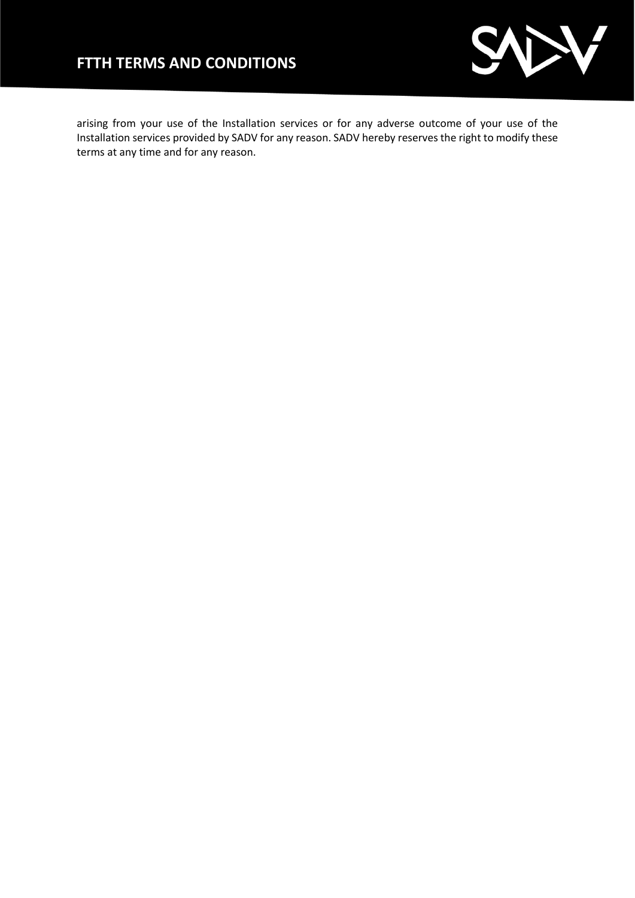arising from your use of the Installation services or for any adverse outcome of your use of the Installation services provided by SADV for any reason. SADV hereby reserves the right to modify these terms at any time and for any reason.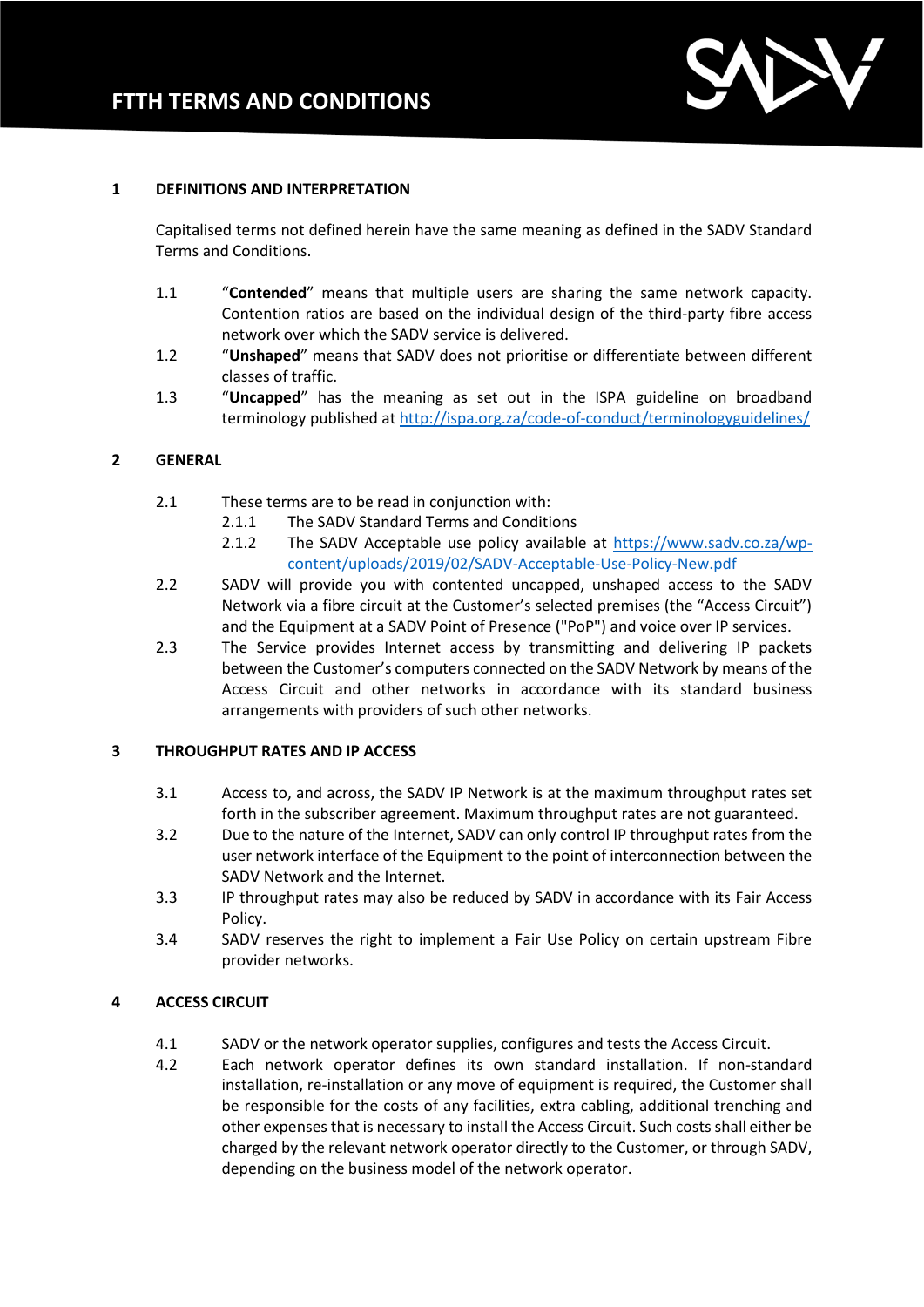# FTTH TERMS AND CONDITIONS

## 1 DEFINITIONS AND INTERPRETATION

Capitalised terms not defined herein have the same meaning as defined in the SADV Standard Terms and Conditions.

1.1 "**Contended**" means that multiple users are sharing the same network capacity. Contention ratios are based on the individual design of the third-party fibre access network over which the SADV service is delivered.

1.2 "**Unshaped**" means that SADV does not prioritise or differentiate between different classes of traffic.

1.3 "**Uncapped**" has the meaning as set out in the ISPA guideline on broadband terminology published at http://ispa.org.za/code-of-conduct/terminologyguidelines/

## 2 GENERAL

2.1 These terms are to be read in conjunction with:

2.1.1 The SADV Standard Terms and Conditions

2.1.2 The SADV Acceptable use policy available at https://www.sadv.co.za/wp-content/uploads/2019/02/SADV-Acceptable-Use-Policy-New.pdf

2.2 SADV will provide you with contented uncapped, unshaped access to the SADV Network via a fibre circuit at the Customer's selected premises (the "Access Circuit") and the Equipment at a SADV Point of Presence ("PoP") and voice over IP services.

2.3 The Service provides Internet access by transmitting and delivering IP packets between the Customer's computers connected on the SADV Network by means of the Access Circuit and other networks in accordance with its standard business arrangements with providers of such other networks.

## 3 THROUGHPUT RATES AND IP ACCESS

3.1 Access to, and across, the SADV IP Network is at the maximum throughput rates set forth in the subscriber agreement. Maximum throughput rates are not guaranteed.

3.2 Due to the nature of the Internet, SADV can only control IP throughput rates from the user network interface of the Equipment to the point of interconnection between the SADV Network and the Internet.

3.3 IP throughput rates may also be reduced by SADV in accordance with its Fair Access Policy.

3.4 SADV reserves the right to implement a Fair Use Policy on certain upstream Fibre provider networks.

## 4 ACCESS CIRCUIT

4.1 SADV or the network operator supplies, configures and tests the Access Circuit.

4.2 Each network operator defines its own standard installation. If non-standard installation, re-installation or any move of equipment is required, the Customer shall be responsible for the costs of any facilities, extra cabling, additional trenching and other expenses that is necessary to install the Access Circuit. Such costs shall either be charged by the relevant network operator directly to the Customer, or through SADV, depending on the business model of the network operator.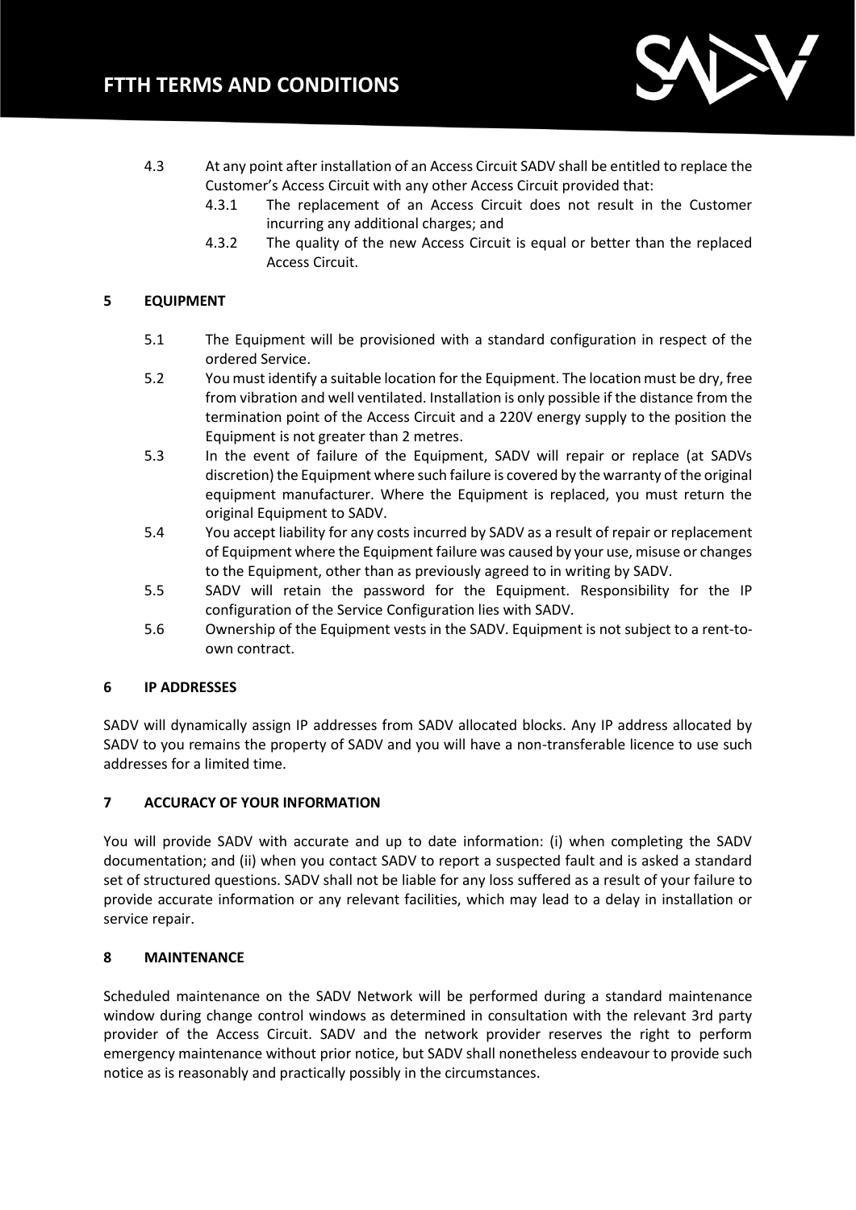4.3 At any point after installation of an Access Circuit SADV shall be entitled to replace the Customer's Access Circuit with any other Access Circuit provided that:

4.3.1 The replacement of an Access Circuit does not result in the Customer incurring any additional charges; and

4.3.2 The quality of the new Access Circuit is equal or better than the replaced Access Circuit.

## 5 EQUIPMENT

5.1 The Equipment will be provisioned with a standard configuration in respect of the ordered Service.

5.2 You must identify a suitable location for the Equipment. The location must be dry, free from vibration and well ventilated. Installation is only possible if the distance from the termination point of the Access Circuit and a 220V energy supply to the position the Equipment is not greater than 2 metres.

5.3 In the event of failure of the Equipment, SADV will repair or replace (at SADVs discretion) the Equipment where such failure is covered by the warranty of the original equipment manufacturer. Where the Equipment is replaced, you must return the original Equipment to SADV.

5.4 You accept liability for any costs incurred by SADV as a result of repair or replacement of Equipment where the Equipment failure was caused by your use, misuse or changes to the Equipment, other than as previously agreed to in writing by SADV.

5.5 SADV will retain the password for the Equipment. Responsibility for the IP configuration of the Service Configuration lies with SADV.

5.6 Ownership of the Equipment vests in the SADV. Equipment is not subject to a rent-to-own contract.

## 6 IP ADDRESSES

SADV will dynamically assign IP addresses from SADV allocated blocks. Any IP address allocated by SADV to you remains the property of SADV and you will have a non-transferable licence to use such addresses for a limited time.

## 7 ACCURACY OF YOUR INFORMATION

You will provide SADV with accurate and up to date information: (i) when completing the SADV documentation; and (ii) when you contact SADV to report a suspected fault and is asked a standard set of structured questions. SADV shall not be liable for any loss suffered as a result of your failure to provide accurate information or any relevant facilities, which may lead to a delay in installation or service repair.

## 8 MAINTENANCE

Scheduled maintenance on the SADV Network will be performed during a standard maintenance window during change control windows as determined in consultation with the relevant 3rd party provider of the Access Circuit. SADV and the network provider reserves the right to perform emergency maintenance without prior notice, but SADV shall nonetheless endeavour to provide such notice as is reasonably and practically possibly in the circumstances.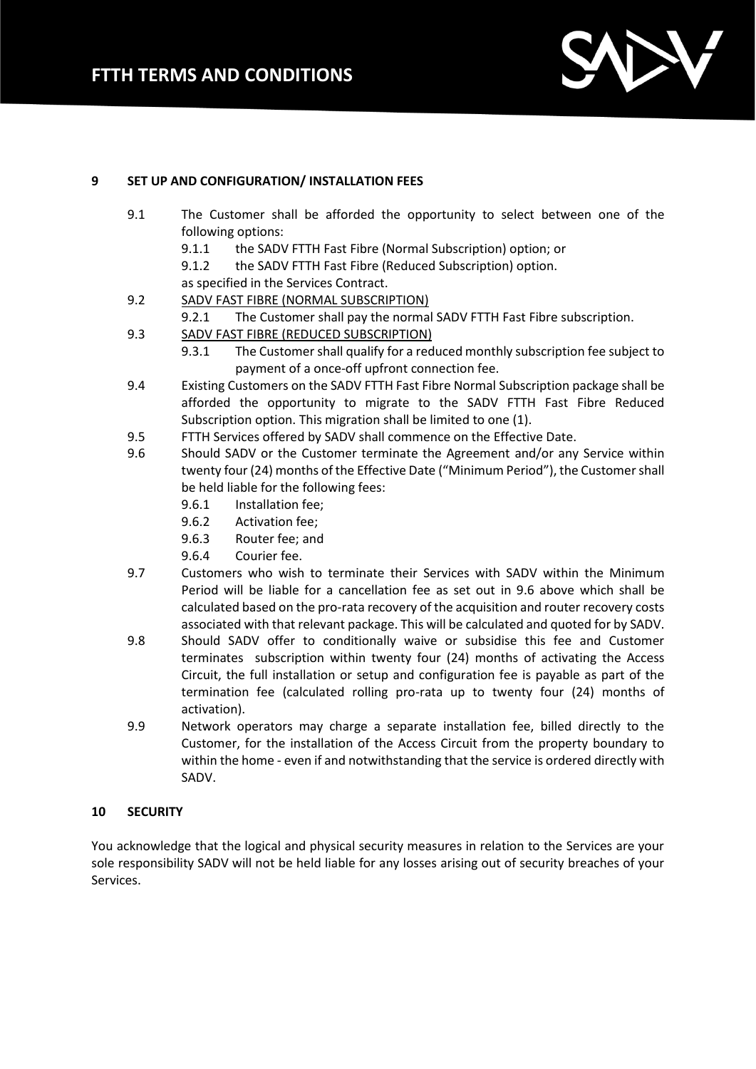## 9 SET UP AND CONFIGURATION/ INSTALLATION FEES

9.1 The Customer shall be afforded the opportunity to select between one of the following options:

9.1.1 the SADV FTTH Fast Fibre (Normal Subscription) option; or

9.1.2 the SADV FTTH Fast Fibre (Reduced Subscription) option.

as specified in the Services Contract.

9.2 SADV FAST FIBRE (NORMAL SUBSCRIPTION)

9.2.1 The Customer shall pay the normal SADV FTTH Fast Fibre subscription.

9.3 SADV FAST FIBRE (REDUCED SUBSCRIPTION)

9.3.1 The Customer shall qualify for a reduced monthly subscription fee subject to payment of a once-off upfront connection fee.

9.4 Existing Customers on the SADV FTTH Fast Fibre Normal Subscription package shall be afforded the opportunity to migrate to the SADV FTTH Fast Fibre Reduced Subscription option. This migration shall be limited to one (1).

9.5 FTTH Services offered by SADV shall commence on the Effective Date.

9.6 Should SADV or the Customer terminate the Agreement and/or any Service within twenty four (24) months of the Effective Date ("Minimum Period"), the Customer shall be held liable for the following fees:

9.6.1 Installation fee;

9.6.2 Activation fee;

9.6.3 Router fee; and

9.6.4 Courier fee.

9.7 Customers who wish to terminate their Services with SADV within the Minimum Period will be liable for a cancellation fee as set out in 9.6 above which shall be calculated based on the pro-rata recovery of the acquisition and router recovery costs associated with that relevant package. This will be calculated and quoted for by SADV.

9.8 Should SADV offer to conditionally waive or subsidise this fee and Customer terminates subscription within twenty four (24) months of activating the Access Circuit, the full installation or setup and configuration fee is payable as part of the termination fee (calculated rolling pro-rata up to twenty four (24) months of activation).

9.9 Network operators may charge a separate installation fee, billed directly to the Customer, for the installation of the Access Circuit from the property boundary to within the home - even if and notwithstanding that the service is ordered directly with SADV.

## 10 SECURITY

You acknowledge that the logical and physical security measures in relation to the Services are your sole responsibility SADV will not be held liable for any losses arising out of security breaches of your Services.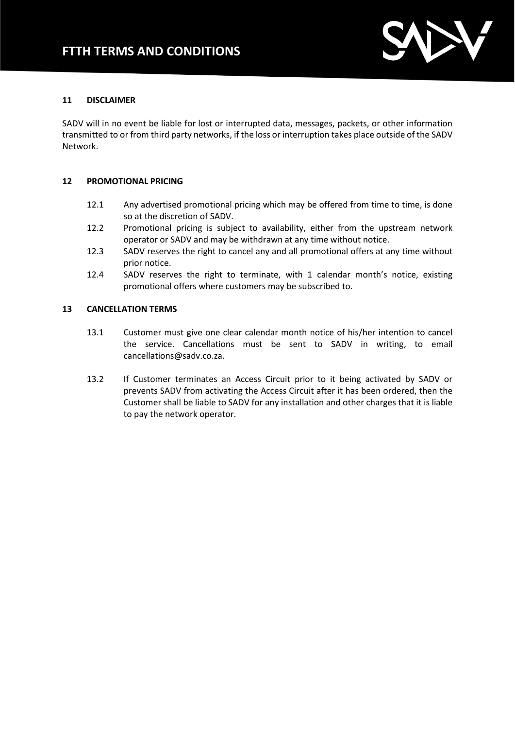## 11 DISCLAIMER

SADV will in no event be liable for lost or interrupted data, messages, packets, or other information transmitted to or from third party networks, if the loss or interruption takes place outside of the SADV Network.

## 12 PROMOTIONAL PRICING

12.1 Any advertised promotional pricing which may be offered from time to time, is done so at the discretion of SADV.

12.2 Promotional pricing is subject to availability, either from the upstream network operator or SADV and may be withdrawn at any time without notice.

12.3 SADV reserves the right to cancel any and all promotional offers at any time without prior notice.

12.4 SADV reserves the right to terminate, with 1 calendar month's notice, existing promotional offers where customers may be subscribed to.

## 13 CANCELLATION TERMS

13.1 Customer must give one clear calendar month notice of his/her intention to cancel the service. Cancellations must be sent to SADV in writing, to email cancellations@sadv.co.za.

13.2 If Customer terminates an Access Circuit prior to it being activated by SADV or prevents SADV from activating the Access Circuit after it has been ordered, then the Customer shall be liable to SADV for any installation and other charges that it is liable to pay the network operator.